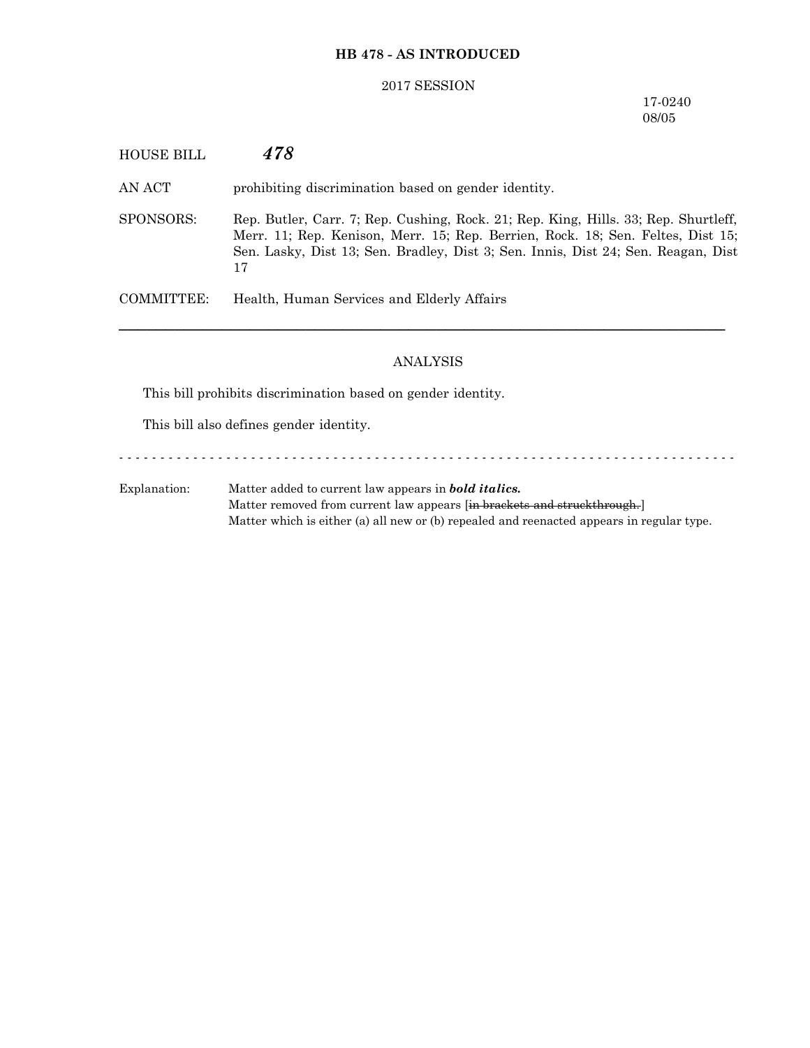**HB 478 - AS INTRODUCED**

2017 SESSION

17-0240
08/05

HOUSE BILL ***478***

AN ACT prohibiting discrimination based on gender identity.

SPONSORS: Rep. Butler, Carr. 7; Rep. Cushing, Rock. 21; Rep. King, Hills. 33; Rep. Shurtleff, Merr. 11; Rep. Kenison, Merr. 15; Rep. Berrien, Rock. 18; Sen. Feltes, Dist 15; Sen. Lasky, Dist 13; Sen. Bradley, Dist 3; Sen. Innis, Dist 24; Sen. Reagan, Dist 17

COMMITTEE: Health, Human Services and Elderly Affairs

---

ANALYSIS

This bill prohibits discrimination based on gender identity.

This bill also defines gender identity.

- - - - - - - - - - - - - - - - - - - - - - - - - - - - - - - - - - - - - - - - - - - - - - - - - - - - - - - - - - - - - - - - - - - - - - - - -

Explanation: Matter added to current law appears in ***bold italics.***
Matter removed from current law appears [~~in brackets and struckthrough.~~]
Matter which is either (a) all new or (b) repealed and reenacted appears in regular type.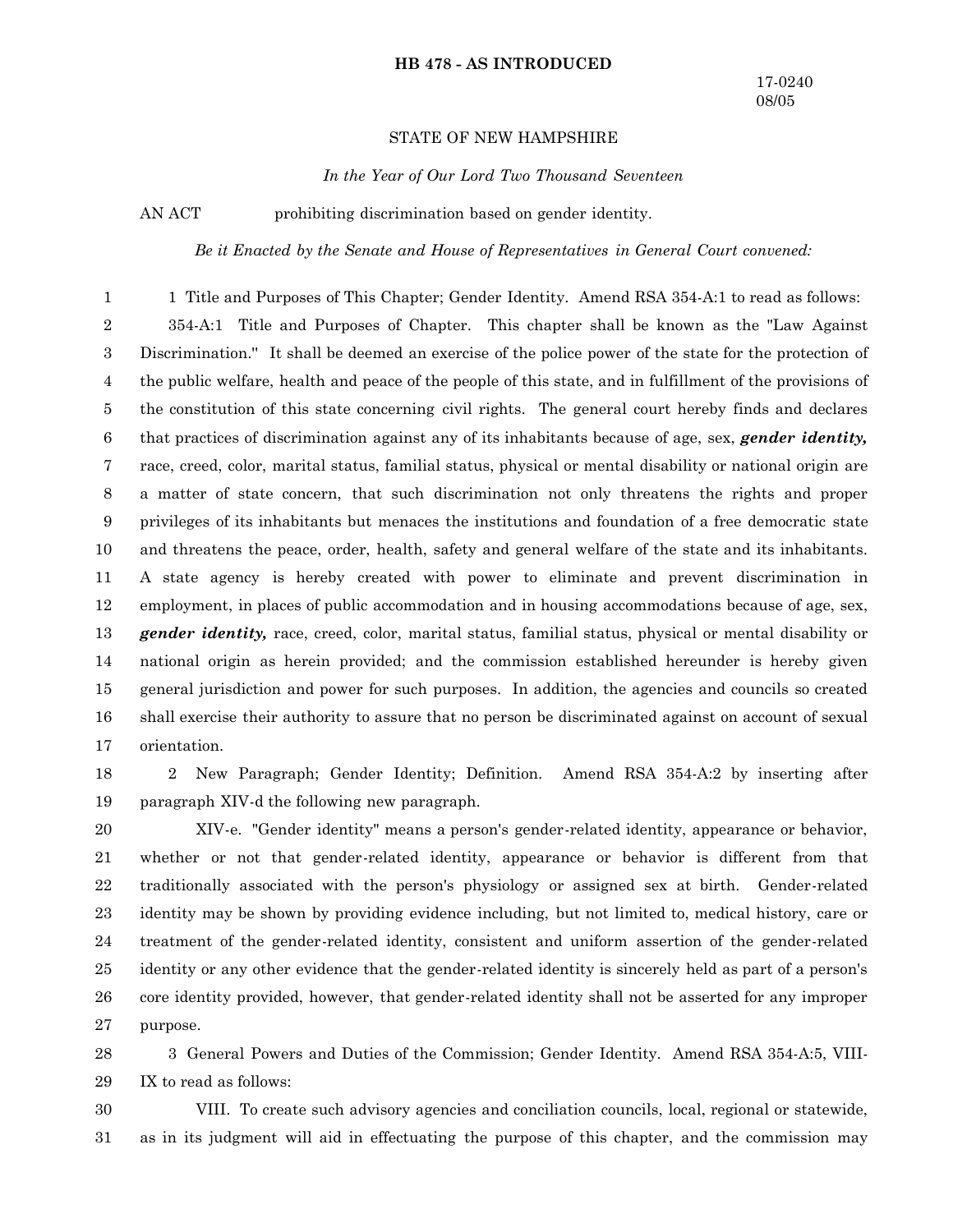**HB 478 - AS INTRODUCED**

17-0240
08/05

STATE OF NEW HAMPSHIRE

*In the Year of Our Lord Two Thousand Seventeen*

AN ACT prohibiting discrimination based on gender identity.

*Be it Enacted by the Senate and House of Representatives in General Court convened:*

1 Title and Purposes of This Chapter; Gender Identity. Amend RSA 354-A:1 to read as follows:

354-A:1 Title and Purposes of Chapter. This chapter shall be known as the "Law Against Discrimination." It shall be deemed an exercise of the police power of the state for the protection of the public welfare, health and peace of the people of this state, and in fulfillment of the provisions of the constitution of this state concerning civil rights. The general court hereby finds and declares that practices of discrimination against any of its inhabitants because of age, sex, ***gender identity,*** race, creed, color, marital status, familial status, physical or mental disability or national origin are a matter of state concern, that such discrimination not only threatens the rights and proper privileges of its inhabitants but menaces the institutions and foundation of a free democratic state and threatens the peace, order, health, safety and general welfare of the state and its inhabitants. A state agency is hereby created with power to eliminate and prevent discrimination in employment, in places of public accommodation and in housing accommodations because of age, sex, ***gender identity,*** race, creed, color, marital status, familial status, physical or mental disability or national origin as herein provided; and the commission established hereunder is hereby given general jurisdiction and power for such purposes. In addition, the agencies and councils so created shall exercise their authority to assure that no person be discriminated against on account of sexual orientation.

2 New Paragraph; Gender Identity; Definition. Amend RSA 354-A:2 by inserting after paragraph XIV-d the following new paragraph.

XIV-e. "Gender identity" means a person's gender-related identity, appearance or behavior, whether or not that gender-related identity, appearance or behavior is different from that traditionally associated with the person's physiology or assigned sex at birth. Gender-related identity may be shown by providing evidence including, but not limited to, medical history, care or treatment of the gender-related identity, consistent and uniform assertion of the gender-related identity or any other evidence that the gender-related identity is sincerely held as part of a person's core identity provided, however, that gender-related identity shall not be asserted for any improper purpose.

3 General Powers and Duties of the Commission; Gender Identity. Amend RSA 354-A:5, VIII-IX to read as follows:

VIII. To create such advisory agencies and conciliation councils, local, regional or statewide, as in its judgment will aid in effectuating the purpose of this chapter, and the commission may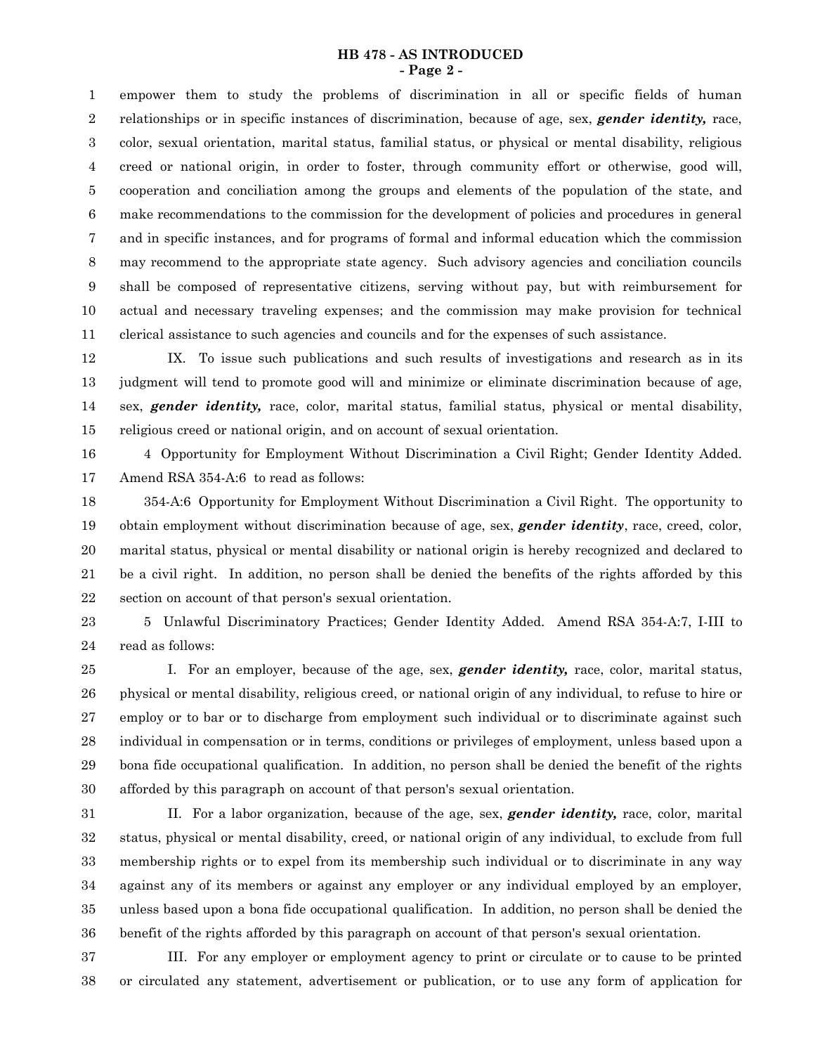empower them to study the problems of discrimination in all or specific fields of human relationships or in specific instances of discrimination, because of age, sex, ***gender identity,*** race, color, sexual orientation, marital status, familial status, or physical or mental disability, religious creed or national origin, in order to foster, through community effort or otherwise, good will, cooperation and conciliation among the groups and elements of the population of the state, and make recommendations to the commission for the development of policies and procedures in general and in specific instances, and for programs of formal and informal education which the commission may recommend to the appropriate state agency. Such advisory agencies and conciliation councils shall be composed of representative citizens, serving without pay, but with reimbursement for actual and necessary traveling expenses; and the commission may make provision for technical clerical assistance to such agencies and councils and for the expenses of such assistance.

IX. To issue such publications and such results of investigations and research as in its judgment will tend to promote good will and minimize or eliminate discrimination because of age, sex, ***gender identity,*** race, color, marital status, familial status, physical or mental disability, religious creed or national origin, and on account of sexual orientation.

4 Opportunity for Employment Without Discrimination a Civil Right; Gender Identity Added. Amend RSA 354-A:6 to read as follows:

354-A:6 Opportunity for Employment Without Discrimination a Civil Right. The opportunity to obtain employment without discrimination because of age, sex, ***gender identity***, race, creed, color, marital status, physical or mental disability or national origin is hereby recognized and declared to be a civil right. In addition, no person shall be denied the benefits of the rights afforded by this section on account of that person's sexual orientation.

5 Unlawful Discriminatory Practices; Gender Identity Added. Amend RSA 354-A:7, I-III to read as follows:

I. For an employer, because of the age, sex, ***gender identity,*** race, color, marital status, physical or mental disability, religious creed, or national origin of any individual, to refuse to hire or employ or to bar or to discharge from employment such individual or to discriminate against such individual in compensation or in terms, conditions or privileges of employment, unless based upon a bona fide occupational qualification. In addition, no person shall be denied the benefit of the rights afforded by this paragraph on account of that person's sexual orientation.

II. For a labor organization, because of the age, sex, ***gender identity,*** race, color, marital status, physical or mental disability, creed, or national origin of any individual, to exclude from full membership rights or to expel from its membership such individual or to discriminate in any way against any of its members or against any employer or any individual employed by an employer, unless based upon a bona fide occupational qualification. In addition, no person shall be denied the benefit of the rights afforded by this paragraph on account of that person's sexual orientation.

III. For any employer or employment agency to print or circulate or to cause to be printed or circulated any statement, advertisement or publication, or to use any form of application for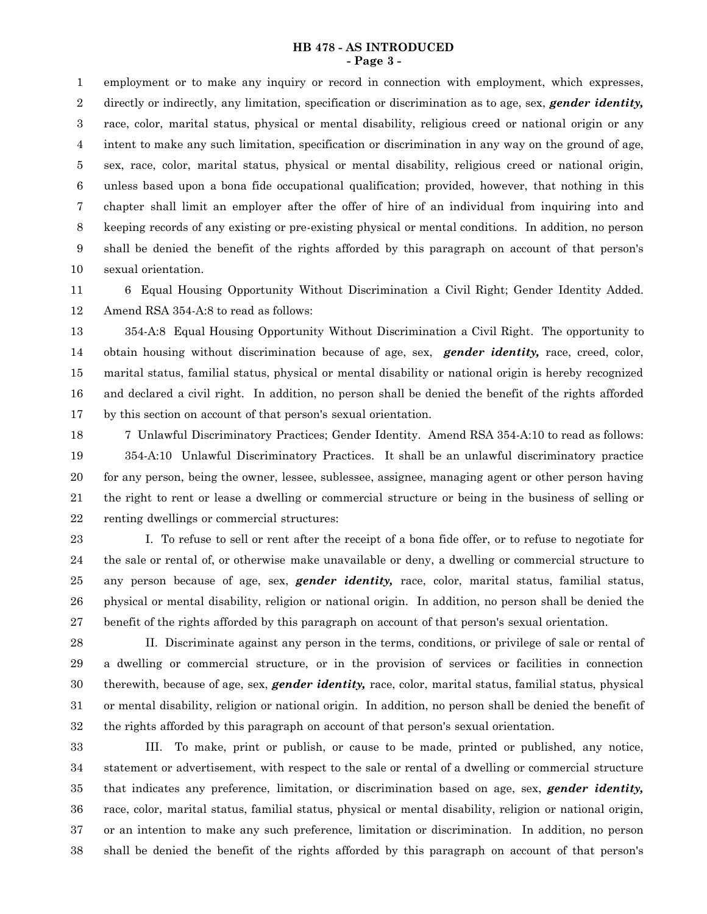employment or to make any inquiry or record in connection with employment, which expresses, directly or indirectly, any limitation, specification or discrimination as to age, sex, ***gender identity,*** race, color, marital status, physical or mental disability, religious creed or national origin or any intent to make any such limitation, specification or discrimination in any way on the ground of age, sex, race, color, marital status, physical or mental disability, religious creed or national origin, unless based upon a bona fide occupational qualification; provided, however, that nothing in this chapter shall limit an employer after the offer of hire of an individual from inquiring into and keeping records of any existing or pre-existing physical or mental conditions. In addition, no person shall be denied the benefit of the rights afforded by this paragraph on account of that person's sexual orientation.

6 Equal Housing Opportunity Without Discrimination a Civil Right; Gender Identity Added. Amend RSA 354-A:8 to read as follows:

354-A:8 Equal Housing Opportunity Without Discrimination a Civil Right. The opportunity to obtain housing without discrimination because of age, sex, ***gender identity,*** race, creed, color, marital status, familial status, physical or mental disability or national origin is hereby recognized and declared a civil right. In addition, no person shall be denied the benefit of the rights afforded by this section on account of that person's sexual orientation.

7 Unlawful Discriminatory Practices; Gender Identity. Amend RSA 354-A:10 to read as follows:

354-A:10 Unlawful Discriminatory Practices. It shall be an unlawful discriminatory practice for any person, being the owner, lessee, sublessee, assignee, managing agent or other person having the right to rent or lease a dwelling or commercial structure or being in the business of selling or renting dwellings or commercial structures:

I. To refuse to sell or rent after the receipt of a bona fide offer, or to refuse to negotiate for the sale or rental of, or otherwise make unavailable or deny, a dwelling or commercial structure to any person because of age, sex, ***gender identity,*** race, color, marital status, familial status, physical or mental disability, religion or national origin. In addition, no person shall be denied the benefit of the rights afforded by this paragraph on account of that person's sexual orientation.

II. Discriminate against any person in the terms, conditions, or privilege of sale or rental of a dwelling or commercial structure, or in the provision of services or facilities in connection therewith, because of age, sex, ***gender identity,*** race, color, marital status, familial status, physical or mental disability, religion or national origin. In addition, no person shall be denied the benefit of the rights afforded by this paragraph on account of that person's sexual orientation.

III. To make, print or publish, or cause to be made, printed or published, any notice, statement or advertisement, with respect to the sale or rental of a dwelling or commercial structure that indicates any preference, limitation, or discrimination based on age, sex, ***gender identity,*** race, color, marital status, familial status, physical or mental disability, religion or national origin, or an intention to make any such preference, limitation or discrimination. In addition, no person shall be denied the benefit of the rights afforded by this paragraph on account of that person's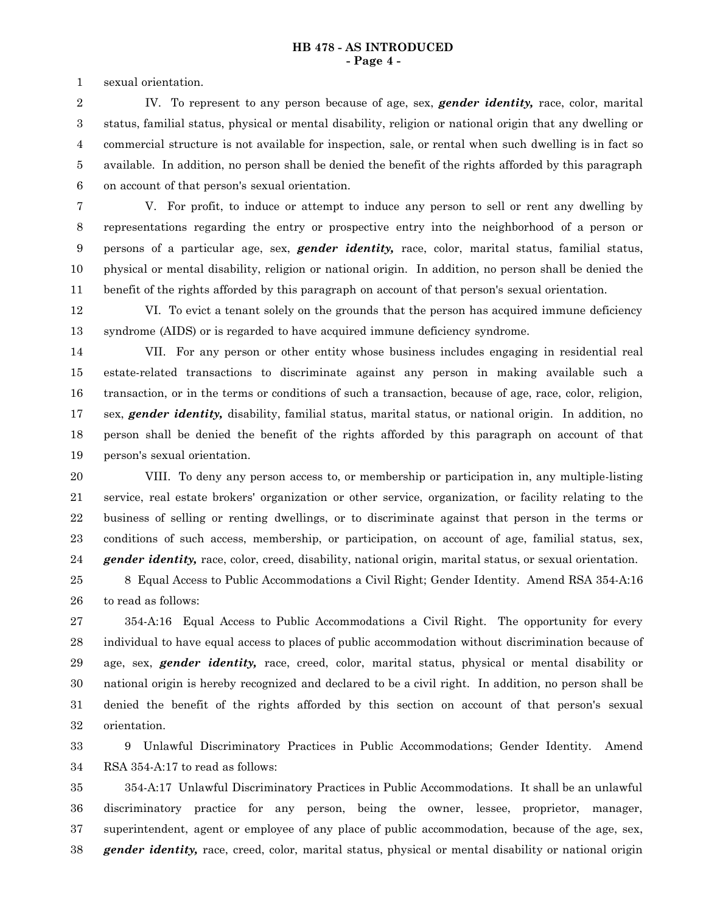sexual orientation.

IV. To represent to any person because of age, sex, ***gender identity,*** race, color, marital status, familial status, physical or mental disability, religion or national origin that any dwelling or commercial structure is not available for inspection, sale, or rental when such dwelling is in fact so available. In addition, no person shall be denied the benefit of the rights afforded by this paragraph on account of that person's sexual orientation.

V. For profit, to induce or attempt to induce any person to sell or rent any dwelling by representations regarding the entry or prospective entry into the neighborhood of a person or persons of a particular age, sex, ***gender identity,*** race, color, marital status, familial status, physical or mental disability, religion or national origin. In addition, no person shall be denied the benefit of the rights afforded by this paragraph on account of that person's sexual orientation.

VI. To evict a tenant solely on the grounds that the person has acquired immune deficiency syndrome (AIDS) or is regarded to have acquired immune deficiency syndrome.

VII. For any person or other entity whose business includes engaging in residential real estate-related transactions to discriminate against any person in making available such a transaction, or in the terms or conditions of such a transaction, because of age, race, color, religion, sex, ***gender identity,*** disability, familial status, marital status, or national origin. In addition, no person shall be denied the benefit of the rights afforded by this paragraph on account of that person's sexual orientation.

VIII. To deny any person access to, or membership or participation in, any multiple-listing service, real estate brokers' organization or other service, organization, or facility relating to the business of selling or renting dwellings, or to discriminate against that person in the terms or conditions of such access, membership, or participation, on account of age, familial status, sex, ***gender identity,*** race, color, creed, disability, national origin, marital status, or sexual orientation.

8 Equal Access to Public Accommodations a Civil Right; Gender Identity. Amend RSA 354-A:16 to read as follows:

354-A:16 Equal Access to Public Accommodations a Civil Right. The opportunity for every individual to have equal access to places of public accommodation without discrimination because of age, sex, ***gender identity,*** race, creed, color, marital status, physical or mental disability or national origin is hereby recognized and declared to be a civil right. In addition, no person shall be denied the benefit of the rights afforded by this section on account of that person's sexual orientation.

9 Unlawful Discriminatory Practices in Public Accommodations; Gender Identity. Amend RSA 354-A:17 to read as follows:

354-A:17 Unlawful Discriminatory Practices in Public Accommodations. It shall be an unlawful discriminatory practice for any person, being the owner, lessee, proprietor, manager, superintendent, agent or employee of any place of public accommodation, because of the age, sex, ***gender identity,*** race, creed, color, marital status, physical or mental disability or national origin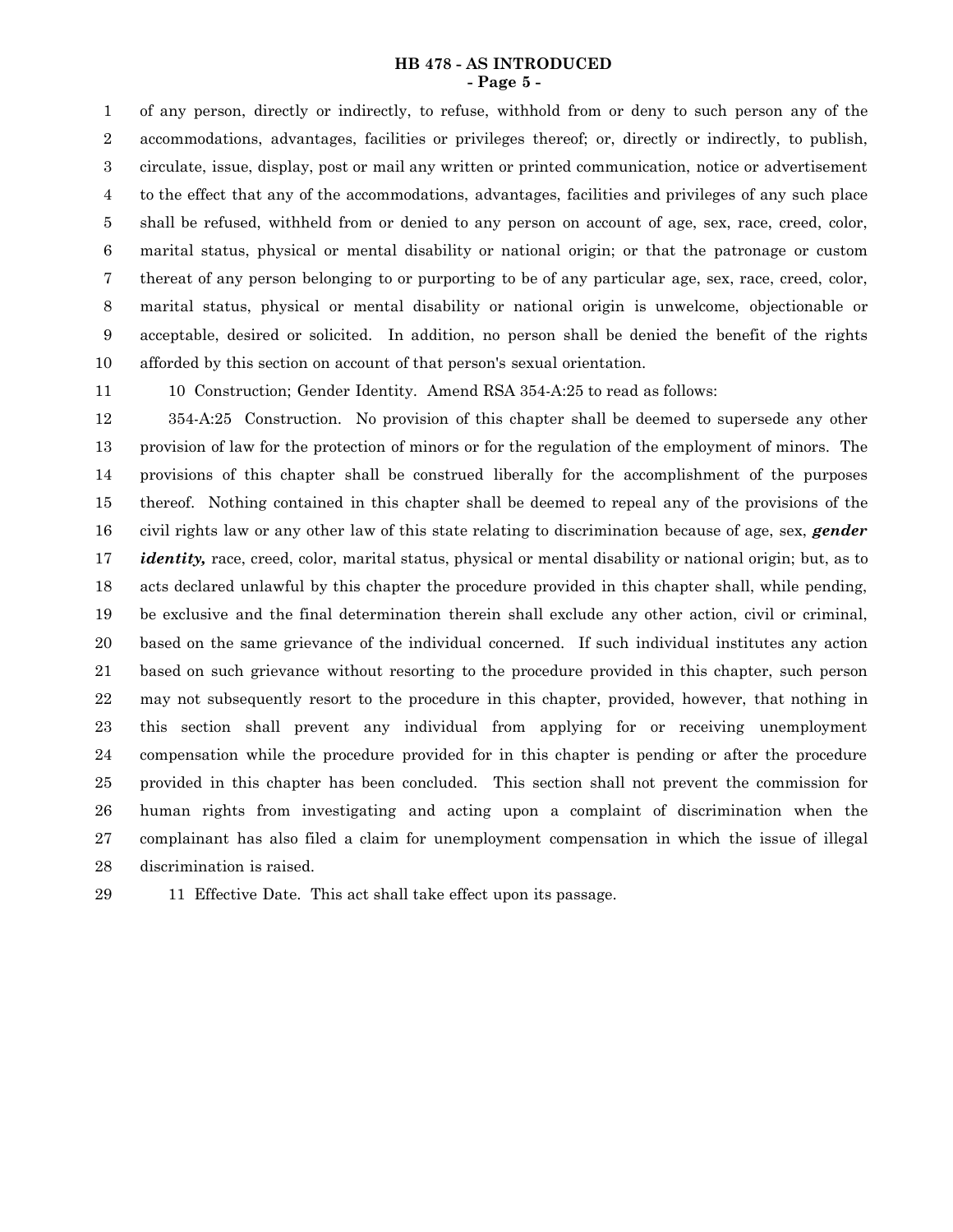of any person, directly or indirectly, to refuse, withhold from or deny to such person any of the accommodations, advantages, facilities or privileges thereof; or, directly or indirectly, to publish, circulate, issue, display, post or mail any written or printed communication, notice or advertisement to the effect that any of the accommodations, advantages, facilities and privileges of any such place shall be refused, withheld from or denied to any person on account of age, sex, race, creed, color, marital status, physical or mental disability or national origin; or that the patronage or custom thereat of any person belonging to or purporting to be of any particular age, sex, race, creed, color, marital status, physical or mental disability or national origin is unwelcome, objectionable or acceptable, desired or solicited. In addition, no person shall be denied the benefit of the rights afforded by this section on account of that person's sexual orientation.

10 Construction; Gender Identity. Amend RSA 354-A:25 to read as follows:

354-A:25 Construction. No provision of this chapter shall be deemed to supersede any other provision of law for the protection of minors or for the regulation of the employment of minors. The provisions of this chapter shall be construed liberally for the accomplishment of the purposes thereof. Nothing contained in this chapter shall be deemed to repeal any of the provisions of the civil rights law or any other law of this state relating to discrimination because of age, sex, ***gender identity,*** race, creed, color, marital status, physical or mental disability or national origin; but, as to acts declared unlawful by this chapter the procedure provided in this chapter shall, while pending, be exclusive and the final determination therein shall exclude any other action, civil or criminal, based on the same grievance of the individual concerned. If such individual institutes any action based on such grievance without resorting to the procedure provided in this chapter, such person may not subsequently resort to the procedure in this chapter, provided, however, that nothing in this section shall prevent any individual from applying for or receiving unemployment compensation while the procedure provided for in this chapter is pending or after the procedure provided in this chapter has been concluded. This section shall not prevent the commission for human rights from investigating and acting upon a complaint of discrimination when the complainant has also filed a claim for unemployment compensation in which the issue of illegal discrimination is raised.

11 Effective Date. This act shall take effect upon its passage.